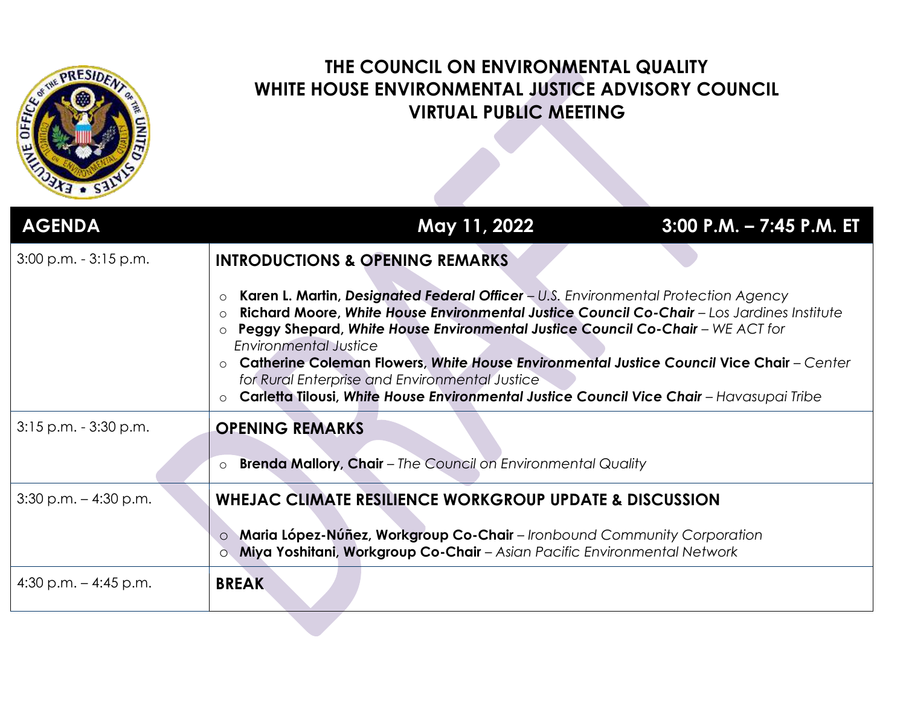# THE COUNCIL ON ENVIRONMENTAL QUALITY
# WHITE HOUSE ENVIRONMENTAL JUSTICE ADVISORY COUNCIL
# VIRTUAL PUBLIC MEETING

| AGENDA | May 11, 2022 — 3:00 P.M. – 7:45 P.M. ET |
|---|---|
| 3:00 p.m. - 3:15 p.m. | **INTRODUCTIONS & OPENING REMARKS**<br><br>○ **Karen L. Martin, *Designated Federal Officer*** – *U.S. Environmental Protection Agency*<br>○ **Richard Moore, *White House Environmental Justice Council Co-Chair*** – *Los Jardines Institute*<br>○ **Peggy Shepard, *White House Environmental Justice Council Co-Chair*** – *WE ACT for Environmental Justice*<br>○ **Catherine Coleman Flowers, *White House Environmental Justice Council* Vice Chair** – *Center for Rural Enterprise and Environmental Justice*<br>○ **Carletta Tilousi, *White House Environmental Justice Council Vice Chair*** – *Havasupai Tribe* |
| 3:15 p.m. - 3:30 p.m. | **OPENING REMARKS**<br><br>○ **Brenda Mallory, Chair** – *The Council on Environmental Quality* |
| 3:30 p.m. – 4:30 p.m. | **WHEJAC CLIMATE RESILIENCE WORKGROUP UPDATE & DISCUSSION**<br><br>○ **Maria López-Núñez, Workgroup Co-Chair** – *Ironbound Community Corporation*<br>○ **Miya Yoshitani, Workgroup Co-Chair** – *Asian Pacific Environmental Network* |
| 4:30 p.m. – 4:45 p.m. | **BREAK** |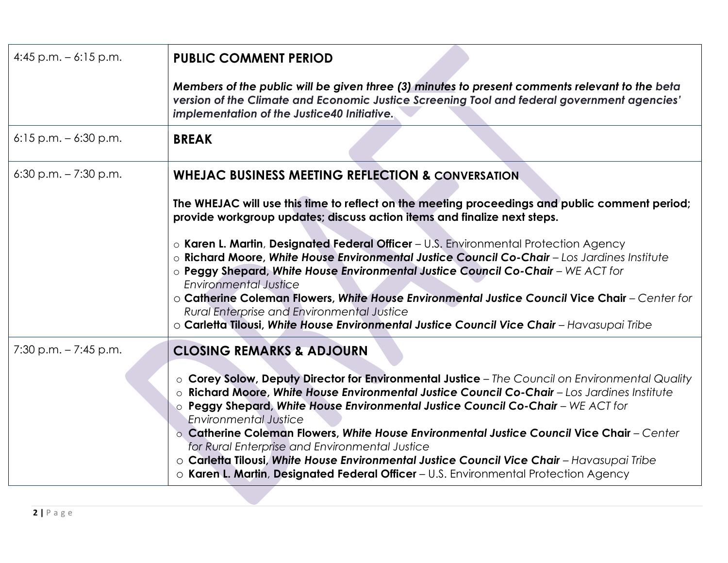| | |
|---|---|
| 4:45 p.m. – 6:15 p.m. | **PUBLIC COMMENT PERIOD**<br><br>***Members of the public will be given three (3) minutes to present comments relevant to the beta version of the Climate and Economic Justice Screening Tool and federal government agencies' implementation of the Justice40 Initiative.*** |
| 6:15 p.m. – 6:30 p.m. | **BREAK** |
| 6:30 p.m. – 7:30 p.m. | **WHEJAC BUSINESS MEETING REFLECTION & CONVERSATION**<br><br>**The WHEJAC will use this time to reflect on the meeting proceedings and public comment period; provide workgroup updates; discuss action items and finalize next steps.**<br><br>○ **Karen L. Martin**, **Designated Federal Officer** – U.S. Environmental Protection Agency<br>○ **Richard Moore, *White House Environmental Justice Council Co-Chair*** – *Los Jardines Institute*<br>○ **Peggy Shepard, *White House Environmental Justice Council Co-Chair*** – *WE ACT for Environmental Justice*<br>○ **Catherine Coleman Flowers, *White House Environmental Justice Council* Vice Chair** – *Center for Rural Enterprise and Environmental Justice*<br>○ **Carletta Tilousi, *White House Environmental Justice Council Vice Chair*** – *Havasupai Tribe* |
| 7:30 p.m. – 7:45 p.m. | **CLOSING REMARKS & ADJOURN**<br><br>○ **Corey Solow, Deputy Director for Environmental Justice** – *The Council on Environmental Quality*<br>○ **Richard Moore, *White House Environmental Justice Council Co-Chair*** – *Los Jardines Institute*<br>○ **Peggy Shepard, *White House Environmental Justice Council Co-Chair*** – *WE ACT for Environmental Justice*<br>○ **Catherine Coleman Flowers, *White House Environmental Justice Council* Vice Chair** – *Center for Rural Enterprise and Environmental Justice*<br>○ **Carletta Tilousi, *White House Environmental Justice Council Vice Chair*** – *Havasupai Tribe*<br>○ **Karen L. Martin**, **Designated Federal Officer** – U.S. Environmental Protection Agency |